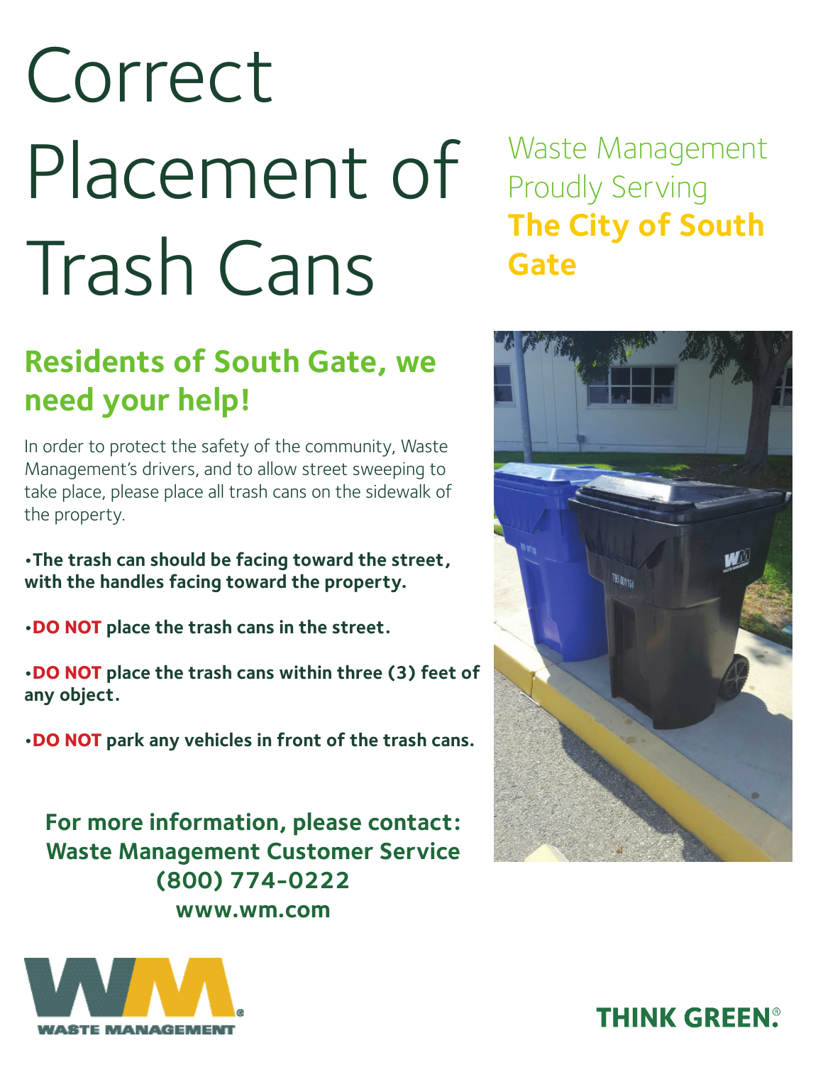# Correct Placement of Trash Cans

Waste Management Proudly Serving **The City of South Gate**

## Residents of South Gate, we need your help!

In order to protect the safety of the community, Waste Management's drivers, and to allow street sweeping to take place, please place all trash cans on the sidewalk of the property.

- **The trash can should be facing toward the street, with the handles facing toward the property.**
- **DO NOT place the trash cans in the street.**
- **DO NOT place the trash cans within three (3) feet of any object.**
- **DO NOT park any vehicles in front of the trash cans.**

**For more information, please contact:**
**Waste Management Customer Service**
**(800) 774-0222**
**www.wm.com**

WASTE MANAGEMENT

THINK GREEN.®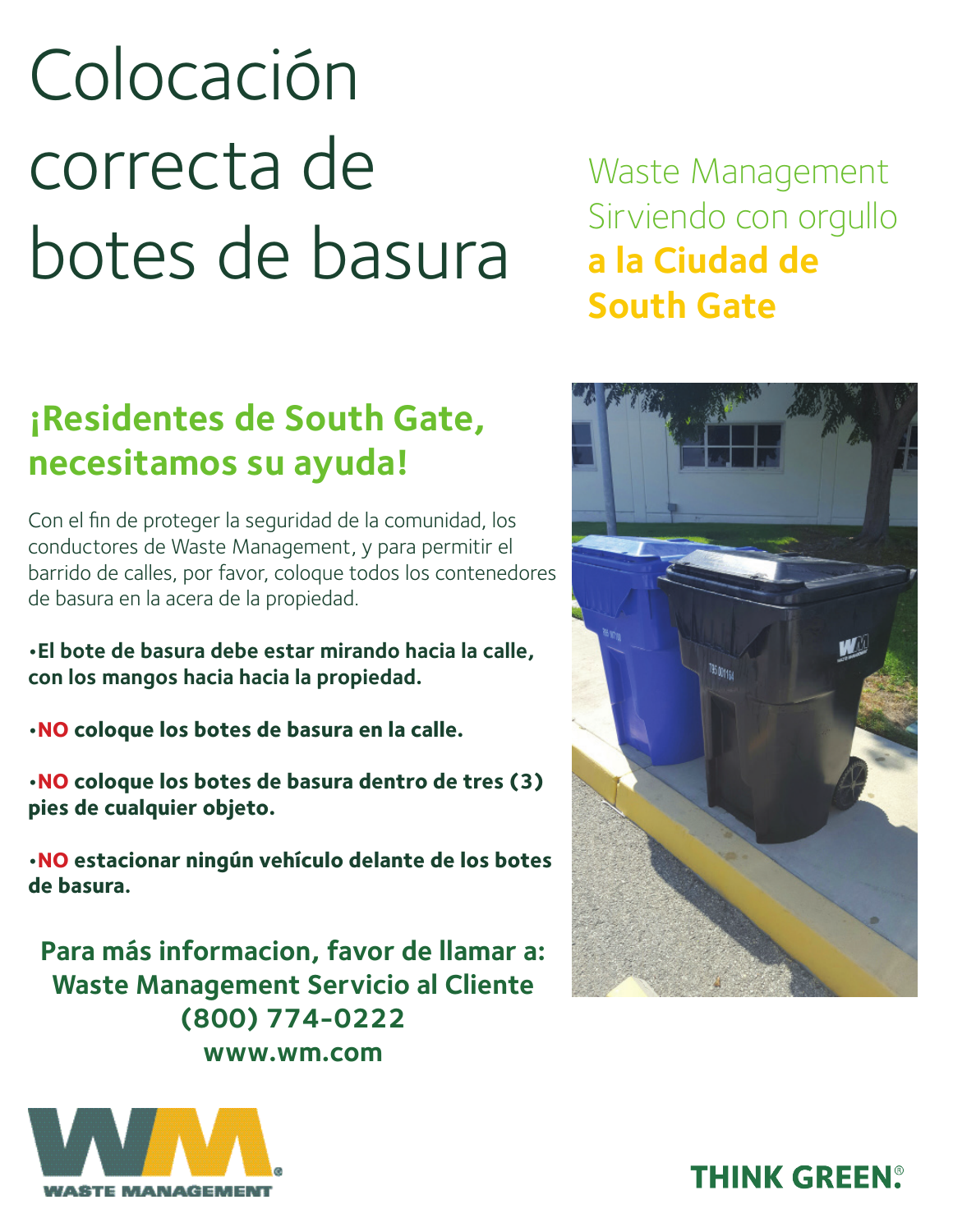# Colocación correcta de botes de basura

Waste Management Sirviendo con orgullo **a la Ciudad de South Gate**

## ¡Residentes de South Gate, necesitamos su ayuda!

Con el fin de proteger la seguridad de la comunidad, los conductores de Waste Management, y para permitir el barrido de calles, por favor, coloque todos los contenedores de basura en la acera de la propiedad.

- **El bote de basura debe estar mirando hacia la calle, con los mangos hacia hacia la propiedad.**
- **NO coloque los botes de basura en la calle.**
- **NO coloque los botes de basura dentro de tres (3) pies de cualquier objeto.**
- **NO estacionar ningún vehículo delante de los botes de basura.**

**Para más informacion, favor de llamar a:**
**Waste Management Servicio al Cliente**
**(800) 774-0222**
**www.wm.com**

WASTE MANAGEMENT

THINK GREEN.®